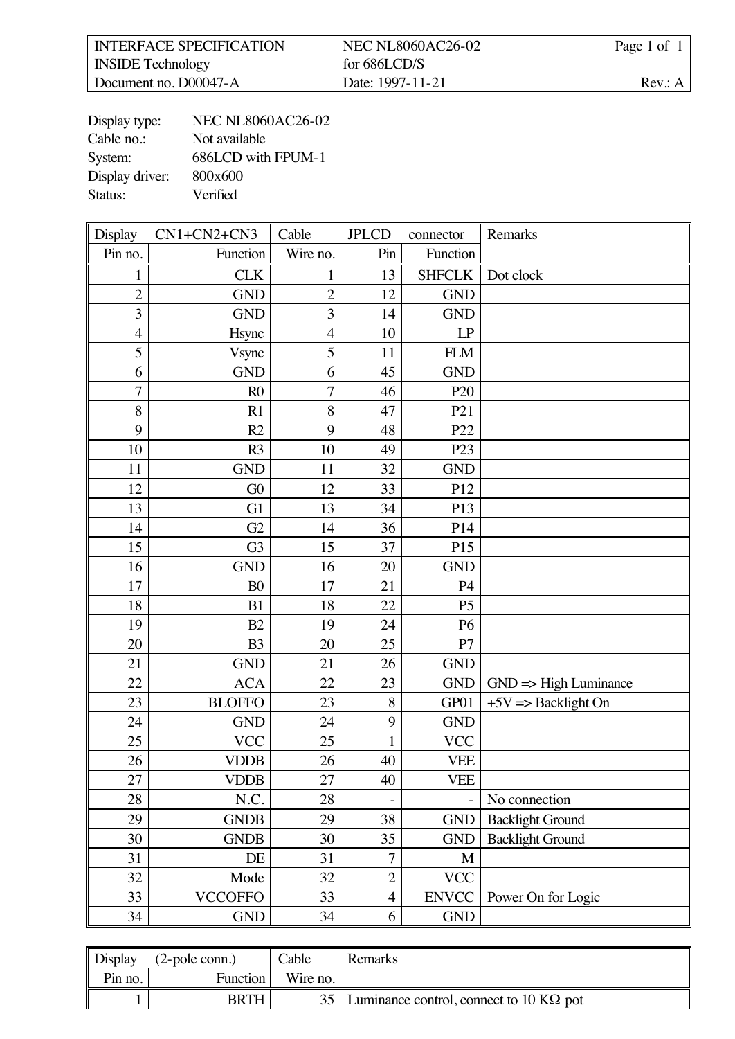| INTERFACE SPECIFICATION | NEC NL8060AC26-02 | Page 1 of 1 |
|---|---|---|
| INSIDE Technology | for 686LCD/S | |
| Document no. D00047-A | Date: 1997-11-21 | Rev.: A |

Display type: NEC NL8060AC26-02
Cable no.: Not available
System: 686LCD with FPUM-1
Display driver: 800x600
Status: Verified

| Display CN1+CN2+CN3 | | Cable | JPLCD connector | | Remarks |
|---|---|---|---|---|---|
| Pin no. | Function | Wire no. | Pin | Function | |
| 1 | CLK | 1 | 13 | SHFCLK | Dot clock |
| 2 | GND | 2 | 12 | GND | |
| 3 | GND | 3 | 14 | GND | |
| 4 | Hsync | 4 | 10 | LP | |
| 5 | Vsync | 5 | 11 | FLM | |
| 6 | GND | 6 | 45 | GND | |
| 7 | R0 | 7 | 46 | P20 | |
| 8 | R1 | 8 | 47 | P21 | |
| 9 | R2 | 9 | 48 | P22 | |
| 10 | R3 | 10 | 49 | P23 | |
| 11 | GND | 11 | 32 | GND | |
| 12 | G0 | 12 | 33 | P12 | |
| 13 | G1 | 13 | 34 | P13 | |
| 14 | G2 | 14 | 36 | P14 | |
| 15 | G3 | 15 | 37 | P15 | |
| 16 | GND | 16 | 20 | GND | |
| 17 | B0 | 17 | 21 | P4 | |
| 18 | B1 | 18 | 22 | P5 | |
| 19 | B2 | 19 | 24 | P6 | |
| 20 | B3 | 20 | 25 | P7 | |
| 21 | GND | 21 | 26 | GND | |
| 22 | ACA | 22 | 23 | GND | GND => High Luminance |
| 23 | BLOFFO | 23 | 8 | GP01 | +5V => Backlight On |
| 24 | GND | 24 | 9 | GND | |
| 25 | VCC | 25 | 1 | VCC | |
| 26 | VDDB | 26 | 40 | VEE | |
| 27 | VDDB | 27 | 40 | VEE | |
| 28 | N.C. | 28 | - | - | No connection |
| 29 | GNDB | 29 | 38 | GND | Backlight Ground |
| 30 | GNDB | 30 | 35 | GND | Backlight Ground |
| 31 | DE | 31 | 7 | M | |
| 32 | Mode | 32 | 2 | VCC | |
| 33 | VCCOFFO | 33 | 4 | ENVCC | Power On for Logic |
| 34 | GND | 34 | 6 | GND | |

| Display (2-pole conn.) | | Cable | Remarks |
|---|---|---|---|
| Pin no. | Function | Wire no. | |
| 1 | BRTH | 35 | Luminance control, connect to 10 KΩ pot |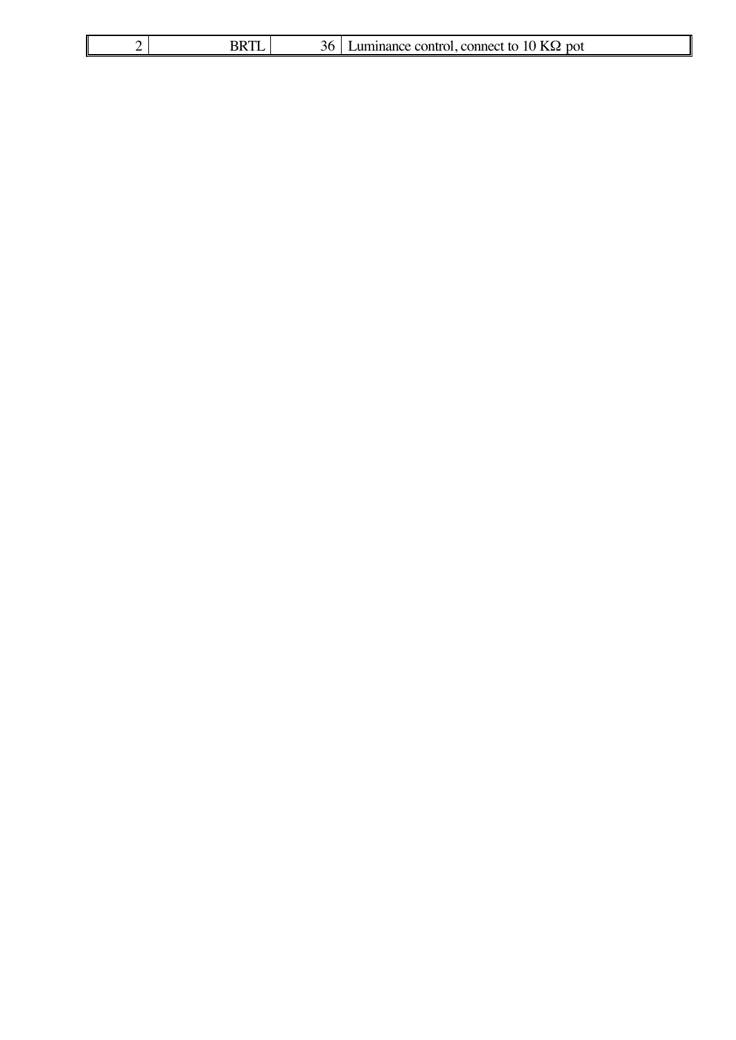| | | | |
|---|---|---|---|
| 2 | BRTL | 36 | Luminance control, connect to 10 KΩ pot |